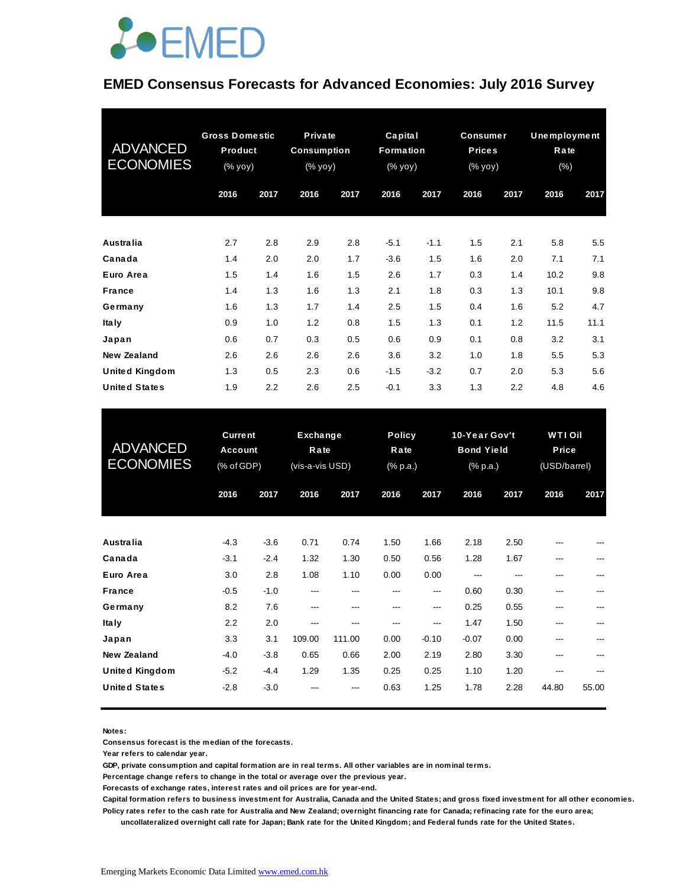EMED

# EMED Consensus Forecasts for Advanced Economies: July 2016 Survey

| ADVANCED ECONOMIES | Gross Domestic Product (% yoy) | | Private Consumption (% yoy) | | Capital Formation (% yoy) | | Consumer Prices (% yoy) | | Unemployment Rate (%) | |
|---|---|---|---|---|---|---|---|---|---|---|
| | 2016 | 2017 | 2016 | 2017 | 2016 | 2017 | 2016 | 2017 | 2016 | 2017 |
| Australia | 2.7 | 2.8 | 2.9 | 2.8 | -5.1 | -1.1 | 1.5 | 2.1 | 5.8 | 5.5 |
| Canada | 1.4 | 2.0 | 2.0 | 1.7 | -3.6 | 1.5 | 1.6 | 2.0 | 7.1 | 7.1 |
| Euro Area | 1.5 | 1.4 | 1.6 | 1.5 | 2.6 | 1.7 | 0.3 | 1.4 | 10.2 | 9.8 |
| France | 1.4 | 1.3 | 1.6 | 1.3 | 2.1 | 1.8 | 0.3 | 1.3 | 10.1 | 9.8 |
| Germany | 1.6 | 1.3 | 1.7 | 1.4 | 2.5 | 1.5 | 0.4 | 1.6 | 5.2 | 4.7 |
| Italy | 0.9 | 1.0 | 1.2 | 0.8 | 1.5 | 1.3 | 0.1 | 1.2 | 11.5 | 11.1 |
| Japan | 0.6 | 0.7 | 0.3 | 0.5 | 0.6 | 0.9 | 0.1 | 0.8 | 3.2 | 3.1 |
| New Zealand | 2.6 | 2.6 | 2.6 | 2.6 | 3.6 | 3.2 | 1.0 | 1.8 | 5.5 | 5.3 |
| United Kingdom | 1.3 | 0.5 | 2.3 | 0.6 | -1.5 | -3.2 | 0.7 | 2.0 | 5.3 | 5.6 |
| United States | 1.9 | 2.2 | 2.6 | 2.5 | -0.1 | 3.3 | 1.3 | 2.2 | 4.8 | 4.6 |

| ADVANCED ECONOMIES | Current Account (% of GDP) | | Exchange Rate (vis-a-vis USD) | | Policy Rate (% p.a.) | | 10-Year Gov't Bond Yield (% p.a.) | | WTI Oil Price (USD/barrel) | |
|---|---|---|---|---|---|---|---|---|---|---|
| | 2016 | 2017 | 2016 | 2017 | 2016 | 2017 | 2016 | 2017 | 2016 | 2017 |
| Australia | -4.3 | -3.6 | 0.71 | 0.74 | 1.50 | 1.66 | 2.18 | 2.50 | --- | --- |
| Canada | -3.1 | -2.4 | 1.32 | 1.30 | 0.50 | 0.56 | 1.28 | 1.67 | --- | --- |
| Euro Area | 3.0 | 2.8 | 1.08 | 1.10 | 0.00 | 0.00 | --- | --- | --- | --- |
| France | -0.5 | -1.0 | --- | --- | --- | --- | 0.60 | 0.30 | --- | --- |
| Germany | 8.2 | 7.6 | --- | --- | --- | --- | 0.25 | 0.55 | --- | --- |
| Italy | 2.2 | 2.0 | --- | --- | --- | --- | 1.47 | 1.50 | --- | --- |
| Japan | 3.3 | 3.1 | 109.00 | 111.00 | 0.00 | -0.10 | -0.07 | 0.00 | --- | --- |
| New Zealand | -4.0 | -3.8 | 0.65 | 0.66 | 2.00 | 2.19 | 2.80 | 3.30 | --- | --- |
| United Kingdom | -5.2 | -4.4 | 1.29 | 1.35 | 0.25 | 0.25 | 1.10 | 1.20 | --- | --- |
| United States | -2.8 | -3.0 | --- | --- | 0.63 | 1.25 | 1.78 | 2.28 | 44.80 | 55.00 |

**Notes:**

**Consensus forecast is the median of the forecasts.**

**Year refers to calendar year.**

**GDP, private consumption and capital formation are in real terms. All other variables are in nominal terms.**

**Percentage change refers to change in the total or average over the previous year.**

**Forecasts of exchange rates, interest rates and oil prices are for year-end.**

**Capital formation refers to business investment for Australia, Canada and the United States; and gross fixed investment for all other economies.**

**Policy rates refer to the cash rate for Australia and New Zealand; overnight financing rate for Canada; refinacing rate for the euro area; uncollateralized overnight call rate for Japan; Bank rate for the United Kingdom; and Federal funds rate for the United States.**

Emerging Markets Economic Data Limited www.emed.com.hk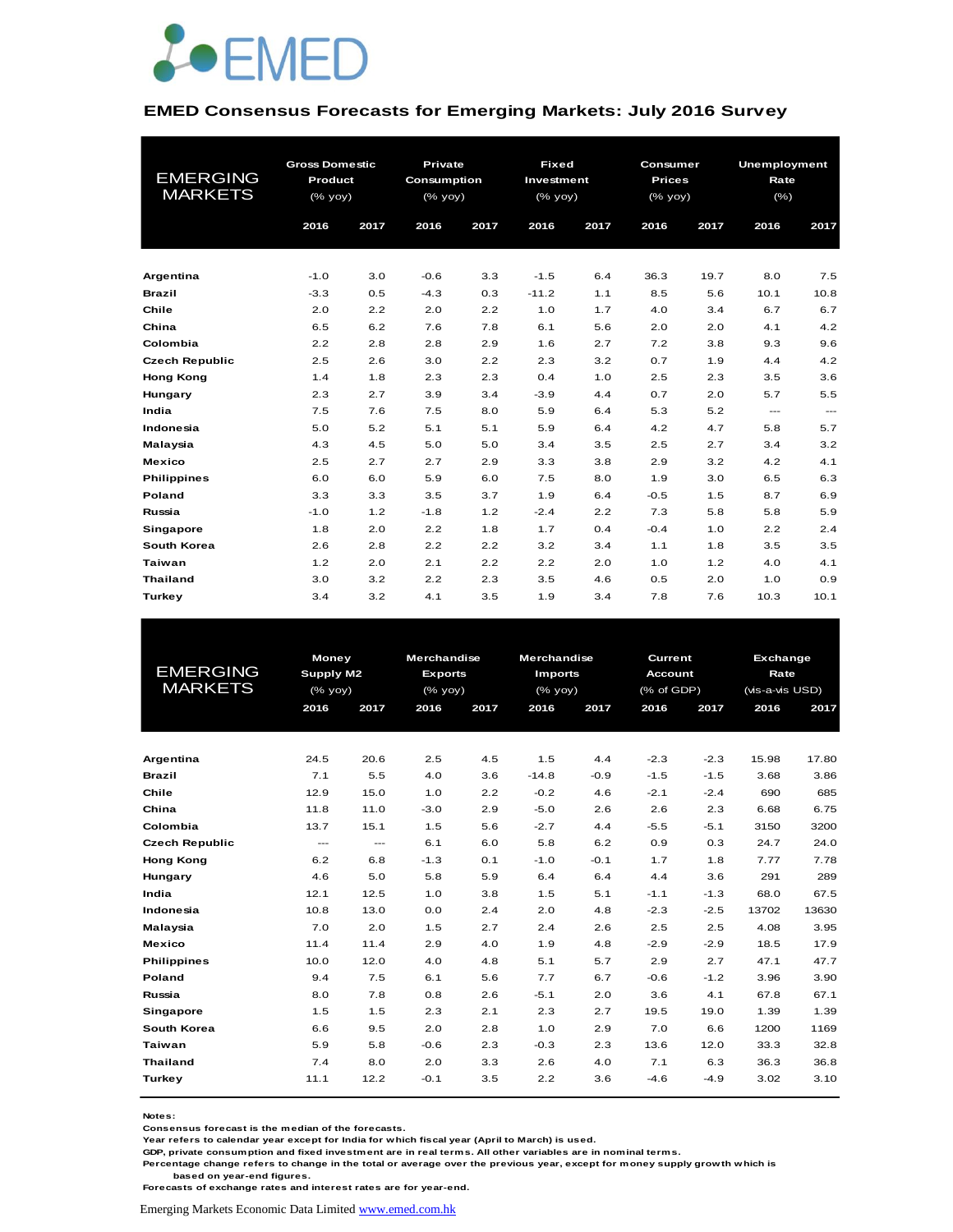EMED

## EMED Consensus Forecasts for Emerging Markets: July 2016 Survey

| EMERGING MARKETS | Gross Domestic Product (% yoy) | | Private Consumption (% yoy) | | Fixed Investment (% yoy) | | Consumer Prices (% yoy) | | Unemployment Rate (%) | |
|---|---|---|---|---|---|---|---|---|---|---|
| | 2016 | 2017 | 2016 | 2017 | 2016 | 2017 | 2016 | 2017 | 2016 | 2017 |
| Argentina | -1.0 | 3.0 | -0.6 | 3.3 | -1.5 | 6.4 | 36.3 | 19.7 | 8.0 | 7.5 |
| Brazil | -3.3 | 0.5 | -4.3 | 0.3 | -11.2 | 1.1 | 8.5 | 5.6 | 10.1 | 10.8 |
| Chile | 2.0 | 2.2 | 2.0 | 2.2 | 1.0 | 1.7 | 4.0 | 3.4 | 6.7 | 6.7 |
| China | 6.5 | 6.2 | 7.6 | 7.8 | 6.1 | 5.6 | 2.0 | 2.0 | 4.1 | 4.2 |
| Colombia | 2.2 | 2.8 | 2.8 | 2.9 | 1.6 | 2.7 | 7.2 | 3.8 | 9.3 | 9.6 |
| Czech Republic | 2.5 | 2.6 | 3.0 | 2.2 | 2.3 | 3.2 | 0.7 | 1.9 | 4.4 | 4.2 |
| Hong Kong | 1.4 | 1.8 | 2.3 | 2.3 | 0.4 | 1.0 | 2.5 | 2.3 | 3.5 | 3.6 |
| Hungary | 2.3 | 2.7 | 3.9 | 3.4 | -3.9 | 4.4 | 0.7 | 2.0 | 5.7 | 5.5 |
| India | 7.5 | 7.6 | 7.5 | 8.0 | 5.9 | 6.4 | 5.3 | 5.2 | --- | --- |
| Indonesia | 5.0 | 5.2 | 5.1 | 5.1 | 5.9 | 6.4 | 4.2 | 4.7 | 5.8 | 5.7 |
| Malaysia | 4.3 | 4.5 | 5.0 | 5.0 | 3.4 | 3.5 | 2.5 | 2.7 | 3.4 | 3.2 |
| Mexico | 2.5 | 2.7 | 2.7 | 2.9 | 3.3 | 3.8 | 2.9 | 3.2 | 4.2 | 4.1 |
| Philippines | 6.0 | 6.0 | 5.9 | 6.0 | 7.5 | 8.0 | 1.9 | 3.0 | 6.5 | 6.3 |
| Poland | 3.3 | 3.3 | 3.5 | 3.7 | 1.9 | 6.4 | -0.5 | 1.5 | 8.7 | 6.9 |
| Russia | -1.0 | 1.2 | -1.8 | 1.2 | -2.4 | 2.2 | 7.3 | 5.8 | 5.8 | 5.9 |
| Singapore | 1.8 | 2.0 | 2.2 | 1.8 | 1.7 | 0.4 | -0.4 | 1.0 | 2.2 | 2.4 |
| South Korea | 2.6 | 2.8 | 2.2 | 2.2 | 3.2 | 3.4 | 1.1 | 1.8 | 3.5 | 3.5 |
| Taiwan | 1.2 | 2.0 | 2.1 | 2.2 | 2.2 | 2.0 | 1.0 | 1.2 | 4.0 | 4.1 |
| Thailand | 3.0 | 3.2 | 2.2 | 2.3 | 3.5 | 4.6 | 0.5 | 2.0 | 1.0 | 0.9 |
| Turkey | 3.4 | 3.2 | 4.1 | 3.5 | 1.9 | 3.4 | 7.8 | 7.6 | 10.3 | 10.1 |

| EMERGING MARKETS | Money Supply M2 (% yoy) | | Merchandise Exports (% yoy) | | Merchandise Imports (% yoy) | | Current Account (% of GDP) | | Exchange Rate (vis-a-vis USD) | |
|---|---|---|---|---|---|---|---|---|---|---|
| | 2016 | 2017 | 2016 | 2017 | 2016 | 2017 | 2016 | 2017 | 2016 | 2017 |
| Argentina | 24.5 | 20.6 | 2.5 | 4.5 | 1.5 | 4.4 | -2.3 | -2.3 | 15.98 | 17.80 |
| Brazil | 7.1 | 5.5 | 4.0 | 3.6 | -14.8 | -0.9 | -1.5 | -1.5 | 3.68 | 3.86 |
| Chile | 12.9 | 15.0 | 1.0 | 2.2 | -0.2 | 4.6 | -2.1 | -2.4 | 690 | 685 |
| China | 11.8 | 11.0 | -3.0 | 2.9 | -5.0 | 2.6 | 2.6 | 2.3 | 6.68 | 6.75 |
| Colombia | 13.7 | 15.1 | 1.5 | 5.6 | -2.7 | 4.4 | -5.5 | -5.1 | 3150 | 3200 |
| Czech Republic | --- | --- | 6.1 | 6.0 | 5.8 | 6.2 | 0.9 | 0.3 | 24.7 | 24.0 |
| Hong Kong | 6.2 | 6.8 | -1.3 | 0.1 | -1.0 | -0.1 | 1.7 | 1.8 | 7.77 | 7.78 |
| Hungary | 4.6 | 5.0 | 5.8 | 5.9 | 6.4 | 6.4 | 4.4 | 3.6 | 291 | 289 |
| India | 12.1 | 12.5 | 1.0 | 3.8 | 1.5 | 5.1 | -1.1 | -1.3 | 68.0 | 67.5 |
| Indonesia | 10.8 | 13.0 | 0.0 | 2.4 | 2.0 | 4.8 | -2.3 | -2.5 | 13702 | 13630 |
| Malaysia | 7.0 | 2.0 | 1.5 | 2.7 | 2.4 | 2.6 | 2.5 | 2.5 | 4.08 | 3.95 |
| Mexico | 11.4 | 11.4 | 2.9 | 4.0 | 1.9 | 4.8 | -2.9 | -2.9 | 18.5 | 17.9 |
| Philippines | 10.0 | 12.0 | 4.0 | 4.8 | 5.1 | 5.7 | 2.9 | 2.7 | 47.1 | 47.7 |
| Poland | 9.4 | 7.5 | 6.1 | 5.6 | 7.7 | 6.7 | -0.6 | -1.2 | 3.96 | 3.90 |
| Russia | 8.0 | 7.8 | 0.8 | 2.6 | -5.1 | 2.0 | 3.6 | 4.1 | 67.8 | 67.1 |
| Singapore | 1.5 | 1.5 | 2.3 | 2.1 | 2.3 | 2.7 | 19.5 | 19.0 | 1.39 | 1.39 |
| South Korea | 6.6 | 9.5 | 2.0 | 2.8 | 1.0 | 2.9 | 7.0 | 6.6 | 1200 | 1169 |
| Taiwan | 5.9 | 5.8 | -0.6 | 2.3 | -0.3 | 2.3 | 13.6 | 12.0 | 33.3 | 32.8 |
| Thailand | 7.4 | 8.0 | 2.0 | 3.3 | 2.6 | 4.0 | 7.1 | 6.3 | 36.3 | 36.8 |
| Turkey | 11.1 | 12.2 | -0.1 | 3.5 | 2.2 | 3.6 | -4.6 | -4.9 | 3.02 | 3.10 |

**Notes:**
Consensus forecast is the median of the forecasts.
Year refers to calendar year except for India for which fiscal year (April to March) is used.
GDP, private consumption and fixed investment are in real terms. All other variables are in nominal terms.
Percentage change refers to change in the total or average over the previous year, except for money supply growth which is based on year-end figures.
Forecasts of exchange rates and interest rates are for year-end.

Emerging Markets Economic Data Limited [www.emed.com.hk](http://www.emed.com.hk)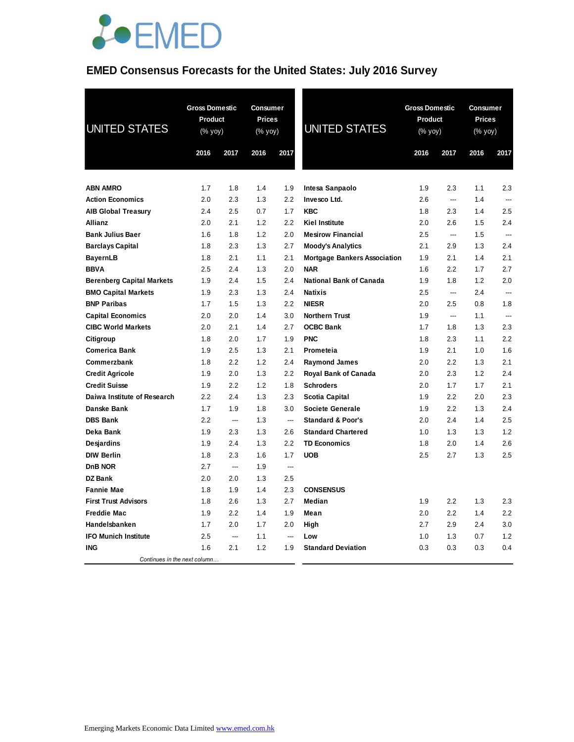# EMED Consensus Forecasts for the United States: July 2016 Survey

| UNITED STATES | Gross Domestic Product (% yoy) | | Consumer Prices (% yoy) | |
|---|---|---|---|---|
| | 2016 | 2017 | 2016 | 2017 |
| **ABN AMRO** | 1.7 | 1.8 | 1.4 | 1.9 |
| **Action Economics** | 2.0 | 2.3 | 1.3 | 2.2 |
| **AIB Global Treasury** | 2.4 | 2.5 | 0.7 | 1.7 |
| **Allianz** | 2.0 | 2.1 | 1.2 | 2.2 |
| **Bank Julius Baer** | 1.6 | 1.8 | 1.2 | 2.0 |
| **Barclays Capital** | 1.8 | 2.3 | 1.3 | 2.7 |
| **BayernLB** | 1.8 | 2.1 | 1.1 | 2.1 |
| **BBVA** | 2.5 | 2.4 | 1.3 | 2.0 |
| **Berenberg Capital Markets** | 1.9 | 2.4 | 1.5 | 2.4 |
| **BMO Capital Markets** | 1.9 | 2.3 | 1.3 | 2.4 |
| **BNP Paribas** | 1.7 | 1.5 | 1.3 | 2.2 |
| **Capital Economics** | 2.0 | 2.0 | 1.4 | 3.0 |
| **CIBC World Markets** | 2.0 | 2.1 | 1.4 | 2.7 |
| **Citigroup** | 1.8 | 2.0 | 1.7 | 1.9 |
| **Comerica Bank** | 1.9 | 2.5 | 1.3 | 2.1 |
| **Commerzbank** | 1.8 | 2.2 | 1.2 | 2.4 |
| **Credit Agricole** | 1.9 | 2.0 | 1.3 | 2.2 |
| **Credit Suisse** | 1.9 | 2.2 | 1.2 | 1.8 |
| **Daiwa Institute of Research** | 2.2 | 2.4 | 1.3 | 2.3 |
| **Danske Bank** | 1.7 | 1.9 | 1.8 | 3.0 |
| **DBS Bank** | 2.2 | --- | 1.3 | --- |
| **Deka Bank** | 1.9 | 2.3 | 1.3 | 2.6 |
| **Desjardins** | 1.9 | 2.4 | 1.3 | 2.2 |
| **DIW Berlin** | 1.8 | 2.3 | 1.6 | 1.7 |
| **DnB NOR** | 2.7 | --- | 1.9 | --- |
| **DZ Bank** | 2.0 | 2.0 | 1.3 | 2.5 |
| **Fannie Mae** | 1.8 | 1.9 | 1.4 | 2.3 |
| **First Trust Advisors** | 1.8 | 2.6 | 1.3 | 2.7 |
| **Freddie Mac** | 1.9 | 2.2 | 1.4 | 1.9 |
| **Handelsbanken** | 1.7 | 2.0 | 1.7 | 2.0 |
| **IFO Munich Institute** | 2.5 | --- | 1.1 | --- |
| **ING** | 1.6 | 2.1 | 1.2 | 1.9 |
| **Intesa Sanpaolo** | 1.9 | 2.3 | 1.1 | 2.3 |
| **Invesco Ltd.** | 2.6 | --- | 1.4 | --- |
| **KBC** | 1.8 | 2.3 | 1.4 | 2.5 |
| **Kiel Institute** | 2.0 | 2.6 | 1.5 | 2.4 |
| **Mesirow Financial** | 2.5 | --- | 1.5 | --- |
| **Moody's Analytics** | 2.1 | 2.9 | 1.3 | 2.4 |
| **Mortgage Bankers Association** | 1.9 | 2.1 | 1.4 | 2.1 |
| **NAR** | 1.6 | 2.2 | 1.7 | 2.7 |
| **National Bank of Canada** | 1.9 | 1.8 | 1.2 | 2.0 |
| **Natixis** | 2.5 | --- | 2.4 | --- |
| **NIESR** | 2.0 | 2.5 | 0.8 | 1.8 |
| **Northern Trust** | 1.9 | --- | 1.1 | --- |
| **OCBC Bank** | 1.7 | 1.8 | 1.3 | 2.3 |
| **PNC** | 1.8 | 2.3 | 1.1 | 2.2 |
| **Prometeia** | 1.9 | 2.1 | 1.0 | 1.6 |
| **Raymond James** | 2.0 | 2.2 | 1.3 | 2.1 |
| **Royal Bank of Canada** | 2.0 | 2.3 | 1.2 | 2.4 |
| **Schroders** | 2.0 | 1.7 | 1.7 | 2.1 |
| **Scotia Capital** | 1.9 | 2.2 | 2.0 | 2.3 |
| **Societe Generale** | 1.9 | 2.2 | 1.3 | 2.4 |
| **Standard & Poor's** | 2.0 | 2.4 | 1.4 | 2.5 |
| **Standard Chartered** | 1.0 | 1.3 | 1.3 | 1.2 |
| **TD Economics** | 1.8 | 2.0 | 1.4 | 2.6 |
| **UOB** | 2.5 | 2.7 | 1.3 | 2.5 |
| **CONSENSUS** | | | | |
| **Median** | 1.9 | 2.2 | 1.3 | 2.3 |
| **Mean** | 2.0 | 2.2 | 1.4 | 2.2 |
| **High** | 2.7 | 2.9 | 2.4 | 3.0 |
| **Low** | 1.0 | 1.3 | 0.7 | 1.2 |
| **Standard Deviation** | 0.3 | 0.3 | 0.3 | 0.4 |

Emerging Markets Economic Data Limited www.emed.com.hk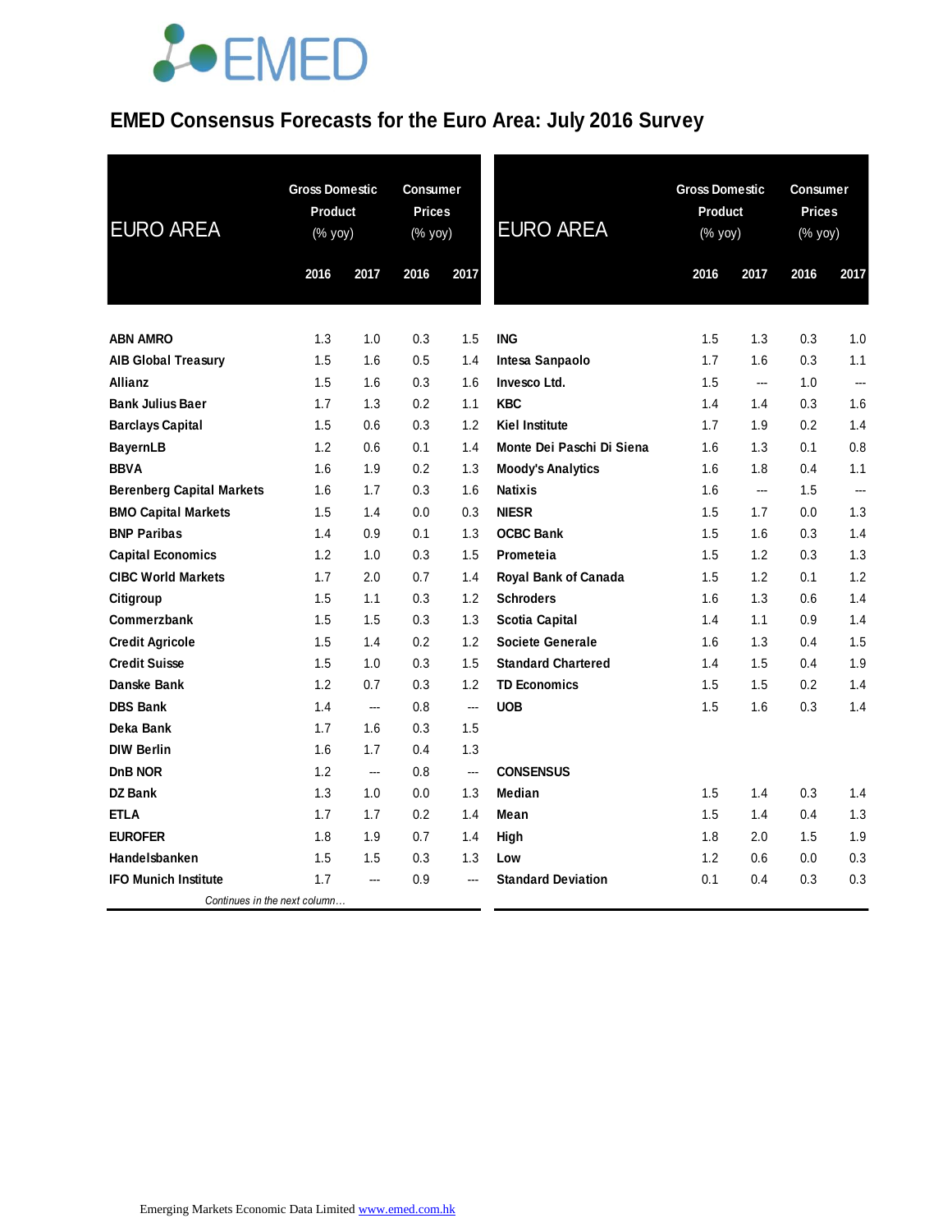# EMED Consensus Forecasts for the Euro Area: July 2016 Survey

| EURO AREA | Gross Domestic Product (% yoy) | | Consumer Prices (% yoy) | |
|---|---|---|---|---|
| | 2016 | 2017 | 2016 | 2017 |
| **ABN AMRO** | 1.3 | 1.0 | 0.3 | 1.5 |
| **AIB Global Treasury** | 1.5 | 1.6 | 0.5 | 1.4 |
| **Allianz** | 1.5 | 1.6 | 0.3 | 1.6 |
| **Bank Julius Baer** | 1.7 | 1.3 | 0.2 | 1.1 |
| **Barclays Capital** | 1.5 | 0.6 | 0.3 | 1.2 |
| **BayernLB** | 1.2 | 0.6 | 0.1 | 1.4 |
| **BBVA** | 1.6 | 1.9 | 0.2 | 1.3 |
| **Berenberg Capital Markets** | 1.6 | 1.7 | 0.3 | 1.6 |
| **BMO Capital Markets** | 1.5 | 1.4 | 0.0 | 0.3 |
| **BNP Paribas** | 1.4 | 0.9 | 0.1 | 1.3 |
| **Capital Economics** | 1.2 | 1.0 | 0.3 | 1.5 |
| **CIBC World Markets** | 1.7 | 2.0 | 0.7 | 1.4 |
| **Citigroup** | 1.5 | 1.1 | 0.3 | 1.2 |
| **Commerzbank** | 1.5 | 1.5 | 0.3 | 1.3 |
| **Credit Agricole** | 1.5 | 1.4 | 0.2 | 1.2 |
| **Credit Suisse** | 1.5 | 1.0 | 0.3 | 1.5 |
| **Danske Bank** | 1.2 | 0.7 | 0.3 | 1.2 |
| **DBS Bank** | 1.4 | --- | 0.8 | --- |
| **Deka Bank** | 1.7 | 1.6 | 0.3 | 1.5 |
| **DIW Berlin** | 1.6 | 1.7 | 0.4 | 1.3 |
| **DnB NOR** | 1.2 | --- | 0.8 | --- |
| **DZ Bank** | 1.3 | 1.0 | 0.0 | 1.3 |
| **ETLA** | 1.7 | 1.7 | 0.2 | 1.4 |
| **EUROFER** | 1.8 | 1.9 | 0.7 | 1.4 |
| **Handelsbanken** | 1.5 | 1.5 | 0.3 | 1.3 |
| **IFO Munich Institute** | 1.7 | --- | 0.9 | --- |
| **ING** | 1.5 | 1.3 | 0.3 | 1.0 |
| **Intesa Sanpaolo** | 1.7 | 1.6 | 0.3 | 1.1 |
| **Invesco Ltd.** | 1.5 | --- | 1.0 | --- |
| **KBC** | 1.4 | 1.4 | 0.3 | 1.6 |
| **Kiel Institute** | 1.7 | 1.9 | 0.2 | 1.4 |
| **Monte Dei Paschi Di Siena** | 1.6 | 1.3 | 0.1 | 0.8 |
| **Moody's Analytics** | 1.6 | 1.8 | 0.4 | 1.1 |
| **Natixis** | 1.6 | --- | 1.5 | --- |
| **NIESR** | 1.5 | 1.7 | 0.0 | 1.3 |
| **OCBC Bank** | 1.5 | 1.6 | 0.3 | 1.4 |
| **Prometeia** | 1.5 | 1.2 | 0.3 | 1.3 |
| **Royal Bank of Canada** | 1.5 | 1.2 | 0.1 | 1.2 |
| **Schroders** | 1.6 | 1.3 | 0.6 | 1.4 |
| **Scotia Capital** | 1.4 | 1.1 | 0.9 | 1.4 |
| **Societe Generale** | 1.6 | 1.3 | 0.4 | 1.5 |
| **Standard Chartered** | 1.4 | 1.5 | 0.4 | 1.9 |
| **TD Economics** | 1.5 | 1.5 | 0.2 | 1.4 |
| **UOB** | 1.5 | 1.6 | 0.3 | 1.4 |
| **CONSENSUS** | | | | |
| **Median** | 1.5 | 1.4 | 0.3 | 1.4 |
| **Mean** | 1.5 | 1.4 | 0.4 | 1.3 |
| **High** | 1.8 | 2.0 | 1.5 | 1.9 |
| **Low** | 1.2 | 0.6 | 0.0 | 0.3 |
| **Standard Deviation** | 0.1 | 0.4 | 0.3 | 0.3 |

*Continues in the next column…*

Emerging Markets Economic Data Limited www.emed.com.hk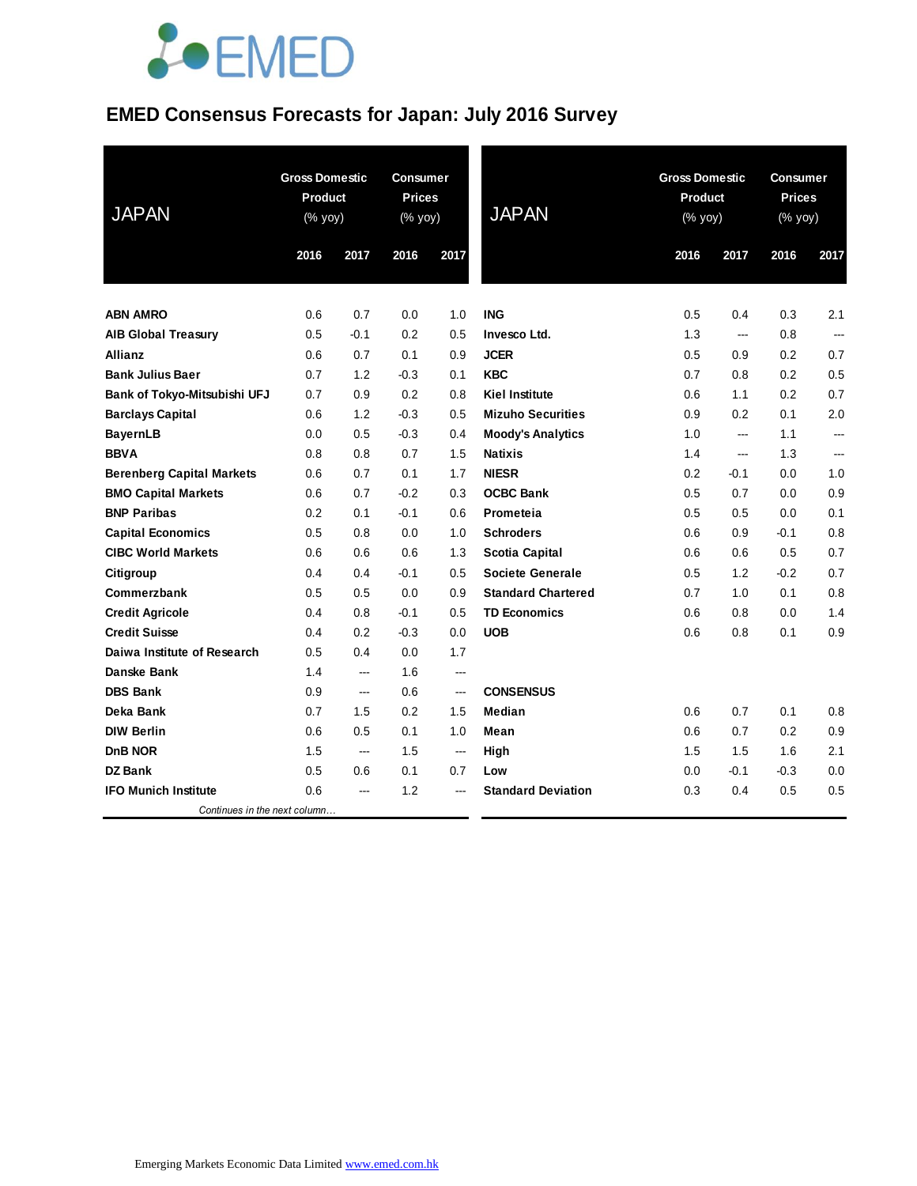# EMED Consensus Forecasts for Japan: July 2016 Survey

| JAPAN | Gross Domestic Product (% yoy) | | Consumer Prices (% yoy) | |
|---|---|---|---|---|
| | 2016 | 2017 | 2016 | 2017 |
| **ABN AMRO** | 0.6 | 0.7 | 0.0 | 1.0 |
| **AIB Global Treasury** | 0.5 | -0.1 | 0.2 | 0.5 |
| **Allianz** | 0.6 | 0.7 | 0.1 | 0.9 |
| **Bank Julius Baer** | 0.7 | 1.2 | -0.3 | 0.1 |
| **Bank of Tokyo-Mitsubishi UFJ** | 0.7 | 0.9 | 0.2 | 0.8 |
| **Barclays Capital** | 0.6 | 1.2 | -0.3 | 0.5 |
| **BayernLB** | 0.0 | 0.5 | -0.3 | 0.4 |
| **BBVA** | 0.8 | 0.8 | 0.7 | 1.5 |
| **Berenberg Capital Markets** | 0.6 | 0.7 | 0.1 | 1.7 |
| **BMO Capital Markets** | 0.6 | 0.7 | -0.2 | 0.3 |
| **BNP Paribas** | 0.2 | 0.1 | -0.1 | 0.6 |
| **Capital Economics** | 0.5 | 0.8 | 0.0 | 1.0 |
| **CIBC World Markets** | 0.6 | 0.6 | 0.6 | 1.3 |
| **Citigroup** | 0.4 | 0.4 | -0.1 | 0.5 |
| **Commerzbank** | 0.5 | 0.5 | 0.0 | 0.9 |
| **Credit Agricole** | 0.4 | 0.8 | -0.1 | 0.5 |
| **Credit Suisse** | 0.4 | 0.2 | -0.3 | 0.0 |
| **Daiwa Institute of Research** | 0.5 | 0.4 | 0.0 | 1.7 |
| **Danske Bank** | 1.4 | --- | 1.6 | --- |
| **DBS Bank** | 0.9 | --- | 0.6 | --- |
| **Deka Bank** | 0.7 | 1.5 | 0.2 | 1.5 |
| **DIW Berlin** | 0.6 | 0.5 | 0.1 | 1.0 |
| **DnB NOR** | 1.5 | --- | 1.5 | --- |
| **DZ Bank** | 0.5 | 0.6 | 0.1 | 0.7 |
| **IFO Munich Institute** | 0.6 | --- | 1.2 | --- |
| **ING** | 0.5 | 0.4 | 0.3 | 2.1 |
| **Invesco Ltd.** | 1.3 | --- | 0.8 | --- |
| **JCER** | 0.5 | 0.9 | 0.2 | 0.7 |
| **KBC** | 0.7 | 0.8 | 0.2 | 0.5 |
| **Kiel Institute** | 0.6 | 1.1 | 0.2 | 0.7 |
| **Mizuho Securities** | 0.9 | 0.2 | 0.1 | 2.0 |
| **Moody's Analytics** | 1.0 | --- | 1.1 | --- |
| **Natixis** | 1.4 | --- | 1.3 | --- |
| **NIESR** | 0.2 | -0.1 | 0.0 | 1.0 |
| **OCBC Bank** | 0.5 | 0.7 | 0.0 | 0.9 |
| **Prometeia** | 0.5 | 0.5 | 0.0 | 0.1 |
| **Schroders** | 0.6 | 0.9 | -0.1 | 0.8 |
| **Scotia Capital** | 0.6 | 0.6 | 0.5 | 0.7 |
| **Societe Generale** | 0.5 | 1.2 | -0.2 | 0.7 |
| **Standard Chartered** | 0.7 | 1.0 | 0.1 | 0.8 |
| **TD Economics** | 0.6 | 0.8 | 0.0 | 1.4 |
| **UOB** | 0.6 | 0.8 | 0.1 | 0.9 |
| **CONSENSUS** | | | | |
| **Median** | 0.6 | 0.7 | 0.1 | 0.8 |
| **Mean** | 0.6 | 0.7 | 0.2 | 0.9 |
| **High** | 1.5 | 1.5 | 1.6 | 2.1 |
| **Low** | 0.0 | -0.1 | -0.3 | 0.0 |
| **Standard Deviation** | 0.3 | 0.4 | 0.5 | 0.5 |

Emerging Markets Economic Data Limited www.emed.com.hk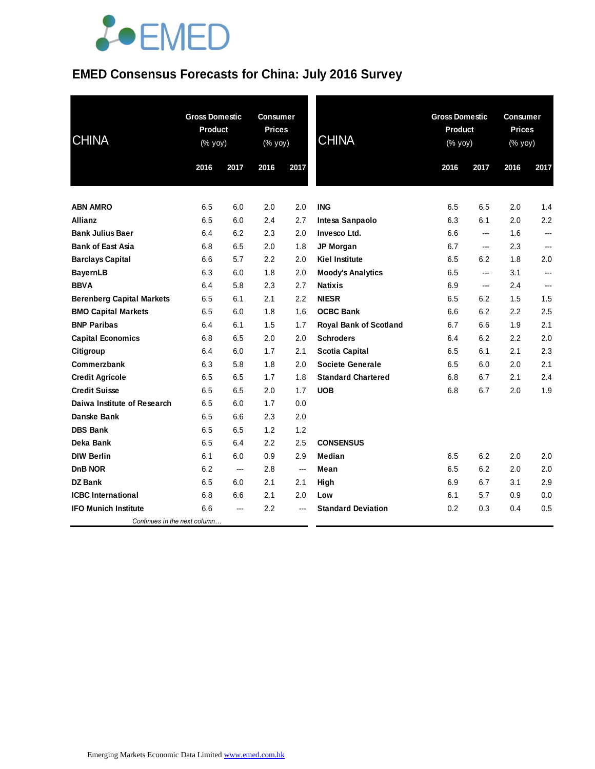# EMED Consensus Forecasts for China: July 2016 Survey

| CHINA | Gross Domestic Product (% yoy) | | Consumer Prices (% yoy) | |
|---|---|---|---|---|
| | 2016 | 2017 | 2016 | 2017 |
| **ABN AMRO** | 6.5 | 6.0 | 2.0 | 2.0 |
| **Allianz** | 6.5 | 6.0 | 2.4 | 2.7 |
| **Bank Julius Baer** | 6.4 | 6.2 | 2.3 | 2.0 |
| **Bank of East Asia** | 6.8 | 6.5 | 2.0 | 1.8 |
| **Barclays Capital** | 6.6 | 5.7 | 2.2 | 2.0 |
| **BayernLB** | 6.3 | 6.0 | 1.8 | 2.0 |
| **BBVA** | 6.4 | 5.8 | 2.3 | 2.7 |
| **Berenberg Capital Markets** | 6.5 | 6.1 | 2.1 | 2.2 |
| **BMO Capital Markets** | 6.5 | 6.0 | 1.8 | 1.6 |
| **BNP Paribas** | 6.4 | 6.1 | 1.5 | 1.7 |
| **Capital Economics** | 6.8 | 6.5 | 2.0 | 2.0 |
| **Citigroup** | 6.4 | 6.0 | 1.7 | 2.1 |
| **Commerzbank** | 6.3 | 5.8 | 1.8 | 2.0 |
| **Credit Agricole** | 6.5 | 6.5 | 1.7 | 1.8 |
| **Credit Suisse** | 6.5 | 6.5 | 2.0 | 1.7 |
| **Daiwa Institute of Research** | 6.5 | 6.0 | 1.7 | 0.0 |
| **Danske Bank** | 6.5 | 6.6 | 2.3 | 2.0 |
| **DBS Bank** | 6.5 | 6.5 | 1.2 | 1.2 |
| **Deka Bank** | 6.5 | 6.4 | 2.2 | 2.5 |
| **DIW Berlin** | 6.1 | 6.0 | 0.9 | 2.9 |
| **DnB NOR** | 6.2 | --- | 2.8 | --- |
| **DZ Bank** | 6.5 | 6.0 | 2.1 | 2.1 |
| **ICBC International** | 6.8 | 6.6 | 2.1 | 2.0 |
| **IFO Munich Institute** | 6.6 | --- | 2.2 | --- |
| **ING** | 6.5 | 6.5 | 2.0 | 1.4 |
| **Intesa Sanpaolo** | 6.3 | 6.1 | 2.0 | 2.2 |
| **Invesco Ltd.** | 6.6 | --- | 1.6 | --- |
| **JP Morgan** | 6.7 | --- | 2.3 | --- |
| **Kiel Institute** | 6.5 | 6.2 | 1.8 | 2.0 |
| **Moody's Analytics** | 6.5 | --- | 3.1 | --- |
| **Natixis** | 6.9 | --- | 2.4 | --- |
| **NIESR** | 6.5 | 6.2 | 1.5 | 1.5 |
| **OCBC Bank** | 6.6 | 6.2 | 2.2 | 2.5 |
| **Royal Bank of Scotland** | 6.7 | 6.6 | 1.9 | 2.1 |
| **Schroders** | 6.4 | 6.2 | 2.2 | 2.0 |
| **Scotia Capital** | 6.5 | 6.1 | 2.1 | 2.3 |
| **Societe Generale** | 6.5 | 6.0 | 2.0 | 2.1 |
| **Standard Chartered** | 6.8 | 6.7 | 2.1 | 2.4 |
| **UOB** | 6.8 | 6.7 | 2.0 | 1.9 |
| **CONSENSUS** | | | | |
| **Median** | 6.5 | 6.2 | 2.0 | 2.0 |
| **Mean** | 6.5 | 6.2 | 2.0 | 2.0 |
| **High** | 6.9 | 6.7 | 3.1 | 2.9 |
| **Low** | 6.1 | 5.7 | 0.9 | 0.0 |
| **Standard Deviation** | 0.2 | 0.3 | 0.4 | 0.5 |

*Continues in the next column…*

Emerging Markets Economic Data Limited www.emed.com.hk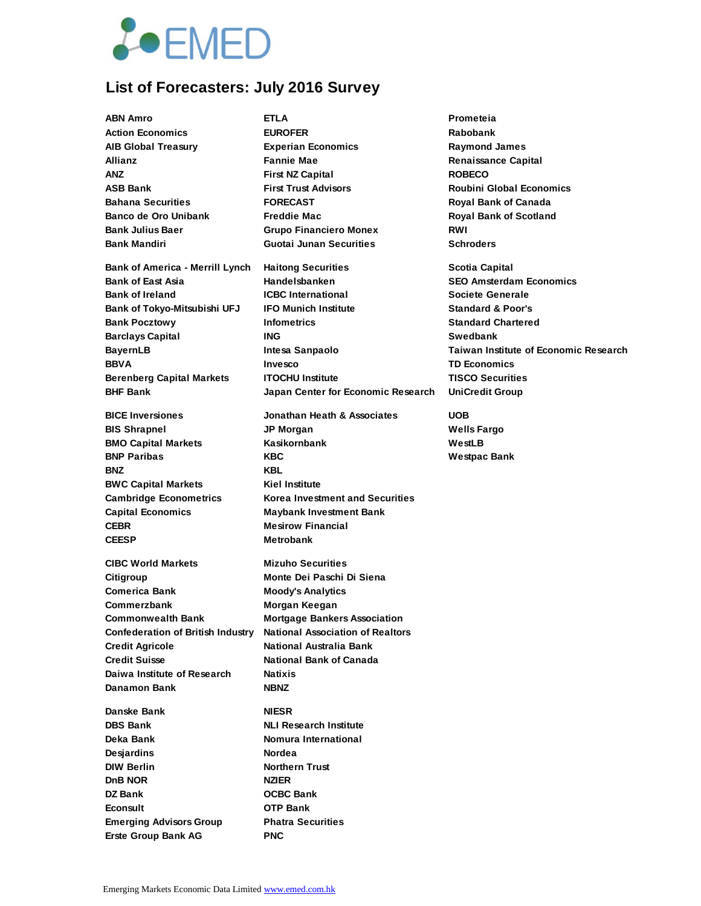EMED

## List of Forecasters: July 2016 Survey

ABN Amro
Action Economics
AIB Global Treasury
Allianz
ANZ
ASB Bank
Bahana Securities
Banco de Oro Unibank
Bank Julius Baer
Bank Mandiri

Bank of America - Merrill Lynch
Bank of East Asia
Bank of Ireland
Bank of Tokyo-Mitsubishi UFJ
Bank Pocztowy
Barclays Capital
BayernLB
BBVA
Berenberg Capital Markets
BHF Bank

BICE Inversiones
BIS Shrapnel
BMO Capital Markets
BNP Paribas
BNZ
BWC Capital Markets
Cambridge Econometrics
Capital Economics
CEBR
CEESP

CIBC World Markets
Citigroup
Comerica Bank
Commerzbank
Commonwealth Bank
Confederation of British Industry
Credit Agricole
Credit Suisse
Daiwa Institute of Research
Danamon Bank

Danske Bank
DBS Bank
Deka Bank
Desjardins
DIW Berlin
DnB NOR
DZ Bank
Econsult
Emerging Advisors Group
Erste Group Bank AG

ETLA
EUROFER
Experian Economics
Fannie Mae
First NZ Capital
First Trust Advisors
FORECAST
Freddie Mac
Grupo Financiero Monex
Guotai Junan Securities

Haitong Securities
Handelsbanken
ICBC International
IFO Munich Institute
Infometrics
ING
Intesa Sanpaolo
Invesco
ITOCHU Institute
Japan Center for Economic Research

Jonathan Heath & Associates
JP Morgan
Kasikornbank
KBC
KBL
Kiel Institute
Korea Investment and Securities
Maybank Investment Bank
Mesirow Financial
Metrobank

Mizuho Securities
Monte Dei Paschi Di Siena
Moody's Analytics
Morgan Keegan
Mortgage Bankers Association
National Association of Realtors
National Australia Bank
National Bank of Canada
Natixis
NBNZ

NIESR
NLI Research Institute
Nomura International
Nordea
Northern Trust
NZIER
OCBC Bank
OTP Bank
Phatra Securities
PNC

Prometeia
Rabobank
Raymond James
Renaissance Capital
ROBECO
Roubini Global Economics
Royal Bank of Canada
Royal Bank of Scotland
RWI
Schroders

Scotia Capital
SEO Amsterdam Economics
Societe Generale
Standard & Poor's
Standard Chartered
Swedbank
Taiwan Institute of Economic Research
TD Economics
TISCO Securities
UniCredit Group

UOB
Wells Fargo
WestLB
Westpac Bank

Emerging Markets Economic Data Limited www.emed.com.hk